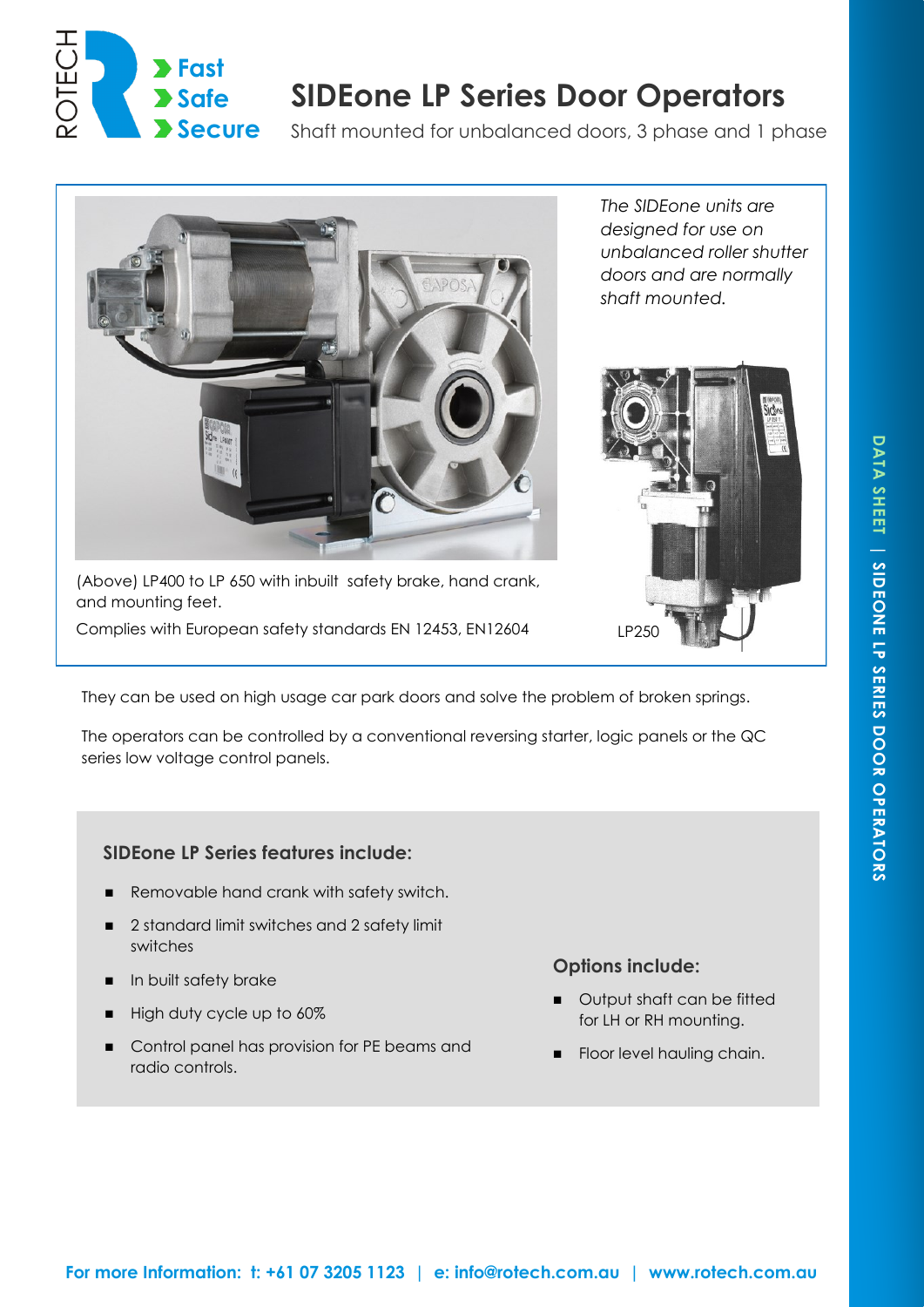# SIDEone LP Series Door Operators

Shaft mounted for unbalanced doors, 3 phase and 1 phase

*The SIDEone units are designed for use on unbalanced roller shutter doors and are normally shaft mounted.*

(Above) LP400 to LP 650 with inbuilt safety brake, hand crank, and mounting feet.

Complies with European safety standards EN 12453, EN12604

LP250

They can be used on high usage car park doors and solve the problem of broken springs.

The operators can be controlled by a conventional reversing starter, logic panels or the QC series low voltage control panels.

### SIDEone LP Series features include:

- Removable hand crank with safety switch.
- 2 standard limit switches and 2 safety limit switches
- In built safety brake
- High duty cycle up to 60%
- Control panel has provision for PE beams and radio controls.

### Options include:

- Output shaft can be fitted for LH or RH mounting.
- Floor level hauling chain.

**For more Information: t: +61 07 3205 1123 | e: info@rotech.com.au | www.rotech.com.au**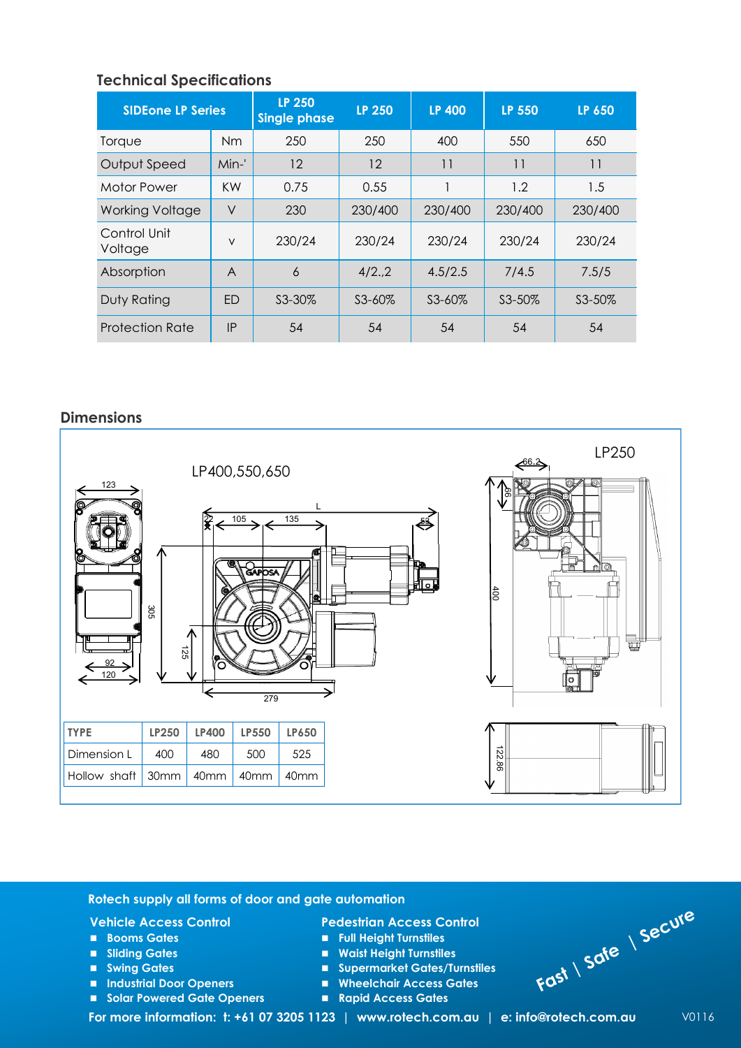## Technical Specifications

| SIDEone LP Series | | LP 250 Single phase | LP 250 | LP 400 | LP 550 | LP 650 |
|---|---|---|---|---|---|---|
| Torque | Nm | 250 | 250 | 400 | 550 | 650 |
| Output Speed | Min-' | 12 | 12 | 11 | 11 | 11 |
| Motor Power | KW | 0.75 | 0.55 | 1 | 1.2 | 1.5 |
| Working Voltage | V | 230 | 230/400 | 230/400 | 230/400 | 230/400 |
| Control Unit Voltage | v | 230/24 | 230/24 | 230/24 | 230/24 | 230/24 |
| Absorption | A | 6 | 4/2..2 | 4.5/2.5 | 7/4.5 | 7.5/5 |
| Duty Rating | ED | S3-30% | S3-60% | S3-60% | S3-50% | S3-50% |
| Protection Rate | IP | 54 | 54 | 54 | 54 | 54 |

## Dimensions

LP400,550,650

123
L
22
105
135
52
305
125
92
120
279

LP250

66.2
96
400
122.86

| TYPE | LP250 | LP400 | LP550 | LP650 |
|---|---|---|---|---|
| Dimension L | 400 | 480 | 500 | 525 |
| Hollow shaft | 30mm | 40mm | 40mm | 40mm |

**Rotech supply all forms of door and gate automation**

**Vehicle Access Control**
- Booms Gates
- Sliding Gates
- Swing Gates
- Industrial Door Openers
- Solar Powered Gate Openers

**Pedestrian Access Control**
- Full Height Turnstiles
- Waist Height Turnstiles
- Supermarket Gates/Turnstiles
- Wheelchair Access Gates
- Rapid Access Gates

Fast | Safe | Secure

**For more information: t: +61 07 3205 1123 | www.rotech.com.au | e: info@rotech.com.au**

V0116